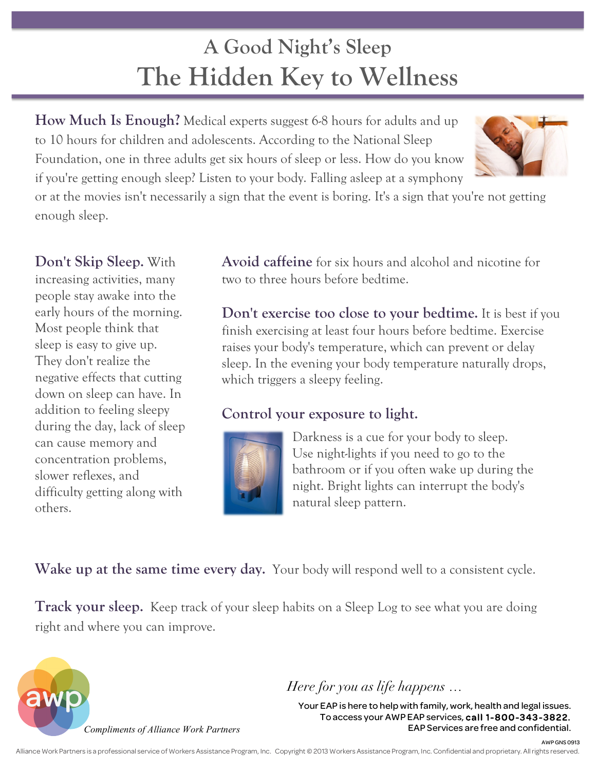# A Good Night's Sleep

# The Hidden Key to Wellness

**How Much Is Enough?** Medical experts suggest 6-8 hours for adults and up to 10 hours for children and adolescents. According to the National Sleep Foundation, one in three adults get six hours of sleep or less. How do you know if you're getting enough sleep? Listen to your body. Falling asleep at a symphony or at the movies isn't necessarily a sign that the event is boring. It's a sign that you're not getting enough sleep.

**Don't Skip Sleep.** With increasing activities, many people stay awake into the early hours of the morning. Most people think that sleep is easy to give up. They don't realize the negative effects that cutting down on sleep can have. In addition to feeling sleepy during the day, lack of sleep can cause memory and concentration problems, slower reflexes, and difficulty getting along with others.

**Avoid caffeine** for six hours and alcohol and nicotine for two to three hours before bedtime.

**Don't exercise too close to your bedtime.** It is best if you finish exercising at least four hours before bedtime. Exercise raises your body's temperature, which can prevent or delay sleep. In the evening your body temperature naturally drops, which triggers a sleepy feeling.

**Control your exposure to light.**

Darkness is a cue for your body to sleep. Use night-lights if you need to go to the bathroom or if you often wake up during the night. Bright lights can interrupt the body's natural sleep pattern.

**Wake up at the same time every day.** Your body will respond well to a consistent cycle.

**Track your sleep.** Keep track of your sleep habits on a Sleep Log to see what you are doing right and where you can improve.

*Compliments of Alliance Work Partners*

*Here for you as life happens …*

Your EAP is here to help with family, work, health and legal issues.
To access your AWP EAP services, **call 1-800-343-3822.**
EAP Services are free and confidential.

AWP GNS 0913

Alliance Work Partners is a professional service of Workers Assistance Program, Inc. Copyright © 2013 Workers Assistance Program, Inc. Confidential and proprietary. All rights reserved.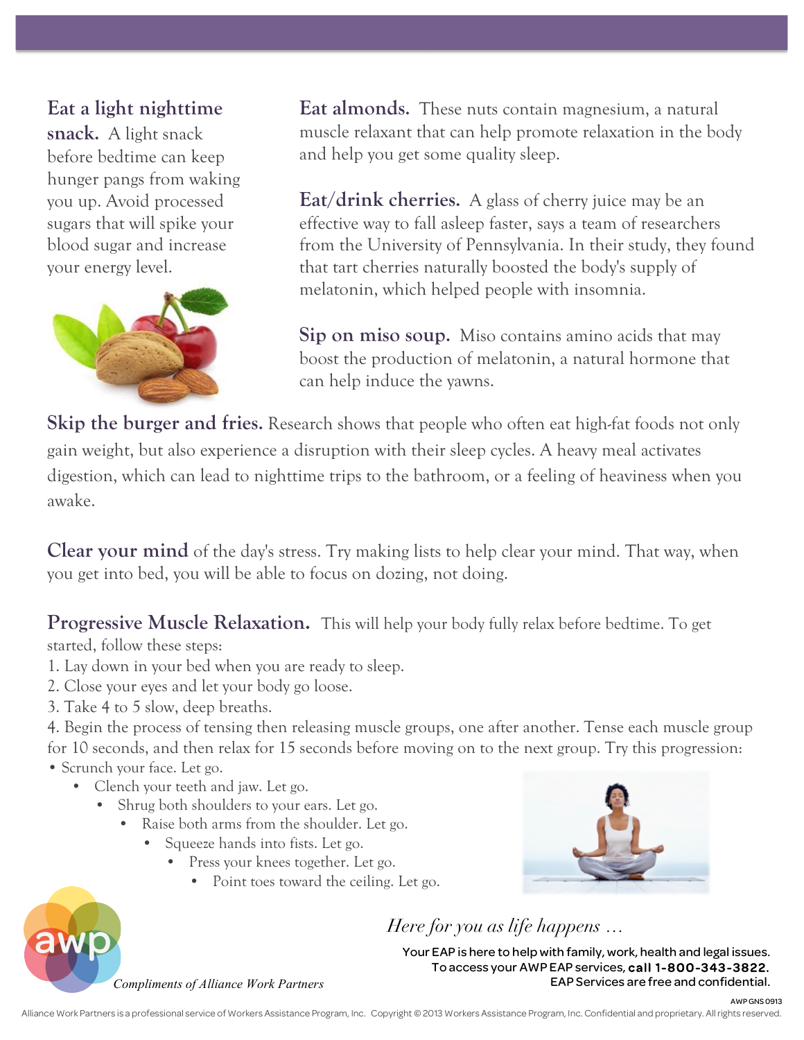**Eat a light nighttime snack.** A light snack before bedtime can keep hunger pangs from waking you up. Avoid processed sugars that will spike your blood sugar and increase your energy level.

**Eat almonds.** These nuts contain magnesium, a natural muscle relaxant that can help promote relaxation in the body and help you get some quality sleep.

**Eat/drink cherries.** A glass of cherry juice may be an effective way to fall asleep faster, says a team of researchers from the University of Pennsylvania. In their study, they found that tart cherries naturally boosted the body's supply of melatonin, which helped people with insomnia.

**Sip on miso soup.** Miso contains amino acids that may boost the production of melatonin, a natural hormone that can help induce the yawns.

**Skip the burger and fries.** Research shows that people who often eat high-fat foods not only gain weight, but also experience a disruption with their sleep cycles. A heavy meal activates digestion, which can lead to nighttime trips to the bathroom, or a feeling of heaviness when you awake.

**Clear your mind** of the day's stress. Try making lists to help clear your mind. That way, when you get into bed, you will be able to focus on dozing, not doing.

**Progressive Muscle Relaxation.** This will help your body fully relax before bedtime. To get started, follow these steps:

1. Lay down in your bed when you are ready to sleep.
2. Close your eyes and let your body go loose.
3. Take 4 to 5 slow, deep breaths.
4. Begin the process of tensing then releasing muscle groups, one after another. Tense each muscle group for 10 seconds, and then relax for 15 seconds before moving on to the next group. Try this progression:

- Scrunch your face. Let go.
  - Clench your teeth and jaw. Let go.
    - Shrug both shoulders to your ears. Let go.
      - Raise both arms from the shoulder. Let go.
        - Squeeze hands into fists. Let go.
          - Press your knees together. Let go.
            - Point toes toward the ceiling. Let go.

*Here for you as life happens …*

Your EAP is here to help with family, work, health and legal issues. To access your AWP EAP services, **call 1-800-343-3822.** EAP Services are free and confidential.

*Compliments of Alliance Work Partners*

AWP GNS 0913

Alliance Work Partners is a professional service of Workers Assistance Program, Inc. Copyright © 2013 Workers Assistance Program, Inc. Confidential and proprietary. All rights reserved.